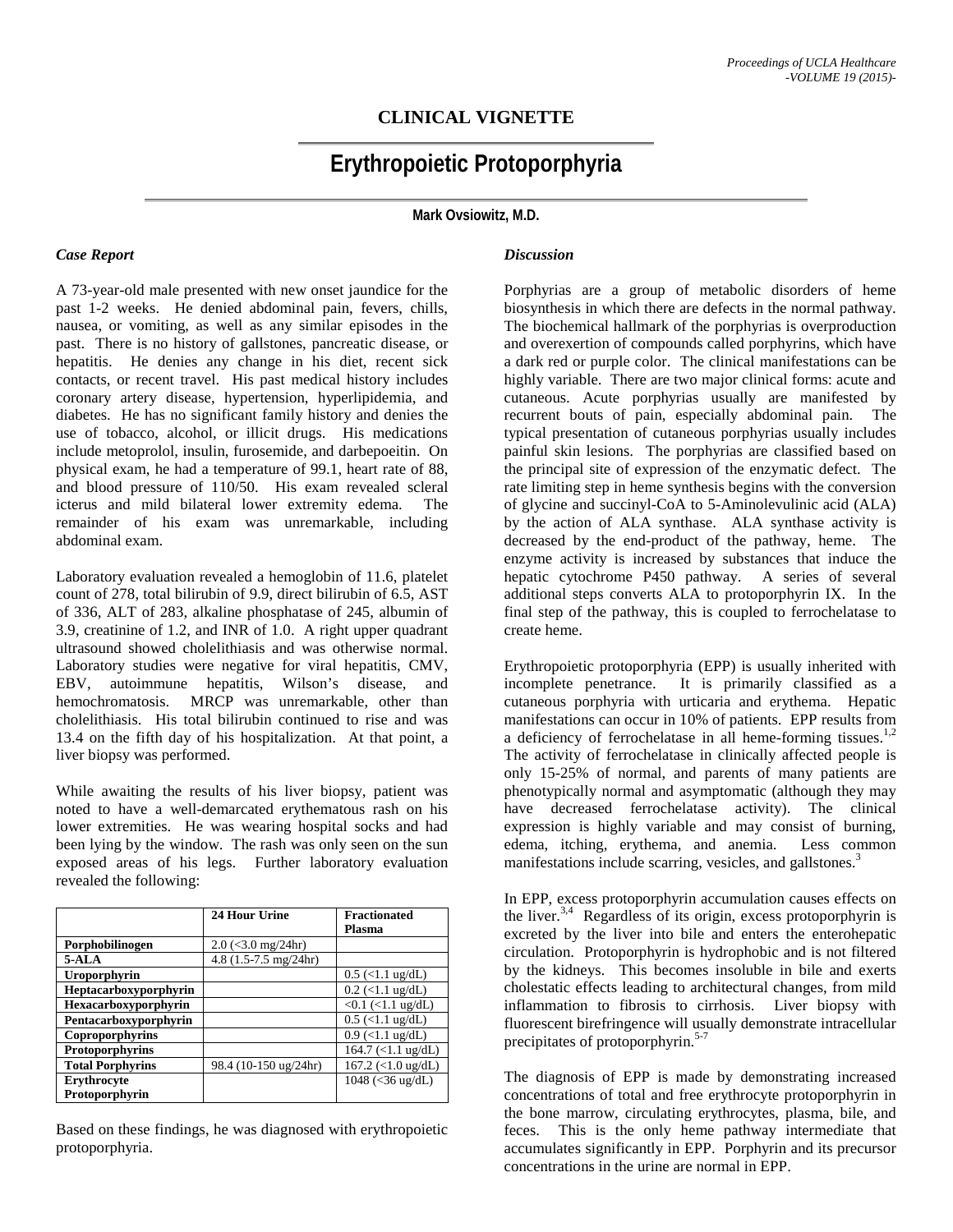## CLINICAL VIGNETTE

# Erythropoietic Protoporphyria

**Mark Ovsiowitz, M.D.**

### *Case Report*

A 73-year-old male presented with new onset jaundice for the past 1-2 weeks. He denied abdominal pain, fevers, chills, nausea, or vomiting, as well as any similar episodes in the past. There is no history of gallstones, pancreatic disease, or hepatitis. He denies any change in his diet, recent sick contacts, or recent travel. His past medical history includes coronary artery disease, hypertension, hyperlipidemia, and diabetes. He has no significant family history and denies the use of tobacco, alcohol, or illicit drugs. His medications include metoprolol, insulin, furosemide, and darbepoeitin. On physical exam, he had a temperature of 99.1, heart rate of 88, and blood pressure of 110/50. His exam revealed scleral icterus and mild bilateral lower extremity edema. The remainder of his exam was unremarkable, including abdominal exam.

Laboratory evaluation revealed a hemoglobin of 11.6, platelet count of 278, total bilirubin of 9.9, direct bilirubin of 6.5, AST of 336, ALT of 283, alkaline phosphatase of 245, albumin of 3.9, creatinine of 1.2, and INR of 1.0. A right upper quadrant ultrasound showed cholelithiasis and was otherwise normal. Laboratory studies were negative for viral hepatitis, CMV, EBV, autoimmune hepatitis, Wilson's disease, and hemochromatosis. MRCP was unremarkable, other than cholelithiasis. His total bilirubin continued to rise and was 13.4 on the fifth day of his hospitalization. At that point, a liver biopsy was performed.

While awaiting the results of his liver biopsy, patient was noted to have a well-demarcated erythematous rash on his lower extremities. He was wearing hospital socks and had been lying by the window. The rash was only seen on the sun exposed areas of his legs. Further laboratory evaluation revealed the following:

| | 24 Hour Urine | Fractionated Plasma |
|---|---|---|
| **Porphobilinogen** | 2.0 (<3.0 mg/24hr) | |
| **5-ALA** | 4.8 (1.5-7.5 mg/24hr) | |
| **Uroporphyrin** | | 0.5 (<1.1 ug/dL) |
| **Heptacarboxyporphyrin** | | 0.2 (<1.1 ug/dL) |
| **Hexacarboxyporphyrin** | | <0.1 (<1.1 ug/dL) |
| **Pentacarboxyporphyrin** | | 0.5 (<1.1 ug/dL) |
| **Coproporphyrins** | | 0.9 (<1.1 ug/dL) |
| **Protoporphyrins** | | 164.7 (<1.1 ug/dL) |
| **Total Porphyrins** | 98.4 (10-150 ug/24hr) | 167.2 (<1.0 ug/dL) |
| **Erythrocyte Protoporphyrin** | | 1048 (<36 ug/dL) |

Based on these findings, he was diagnosed with erythropoietic protoporphyria.

### *Discussion*

Porphyrias are a group of metabolic disorders of heme biosynthesis in which there are defects in the normal pathway. The biochemical hallmark of the porphyrias is overproduction and overexertion of compounds called porphyrins, which have a dark red or purple color. The clinical manifestations can be highly variable. There are two major clinical forms: acute and cutaneous. Acute porphyrias usually are manifested by recurrent bouts of pain, especially abdominal pain. The typical presentation of cutaneous porphyrias usually includes painful skin lesions. The porphyrias are classified based on the principal site of expression of the enzymatic defect. The rate limiting step in heme synthesis begins with the conversion of glycine and succinyl-CoA to 5-Aminolevulinic acid (ALA) by the action of ALA synthase. ALA synthase activity is decreased by the end-product of the pathway, heme. The enzyme activity is increased by substances that induce the hepatic cytochrome P450 pathway. A series of several additional steps converts ALA to protoporphyrin IX. In the final step of the pathway, this is coupled to ferrochelatase to create heme.

Erythropoietic protoporphyria (EPP) is usually inherited with incomplete penetrance. It is primarily classified as a cutaneous porphyria with urticaria and erythema. Hepatic manifestations can occur in 10% of patients. EPP results from a deficiency of ferrochelatase in all heme-forming tissues.[1,2] The activity of ferrochelatase in clinically affected people is only 15-25% of normal, and parents of many patients are phenotypically normal and asymptomatic (although they may have decreased ferrochelatase activity). The clinical expression is highly variable and may consist of burning, edema, itching, erythema, and anemia. Less common manifestations include scarring, vesicles, and gallstones.[3]

In EPP, excess protoporphyrin accumulation causes effects on the liver.[3,4] Regardless of its origin, excess protoporphyrin is excreted by the liver into bile and enters the enterohepatic circulation. Protoporphyrin is hydrophobic and is not filtered by the kidneys. This becomes insoluble in bile and exerts cholestatic effects leading to architectural changes, from mild inflammation to fibrosis to cirrhosis. Liver biopsy with fluorescent birefringence will usually demonstrate intracellular precipitates of protoporphyrin.[5-7]

The diagnosis of EPP is made by demonstrating increased concentrations of total and free erythrocyte protoporphyrin in the bone marrow, circulating erythrocytes, plasma, bile, and feces. This is the only heme pathway intermediate that accumulates significantly in EPP. Porphyrin and its precursor concentrations in the urine are normal in EPP.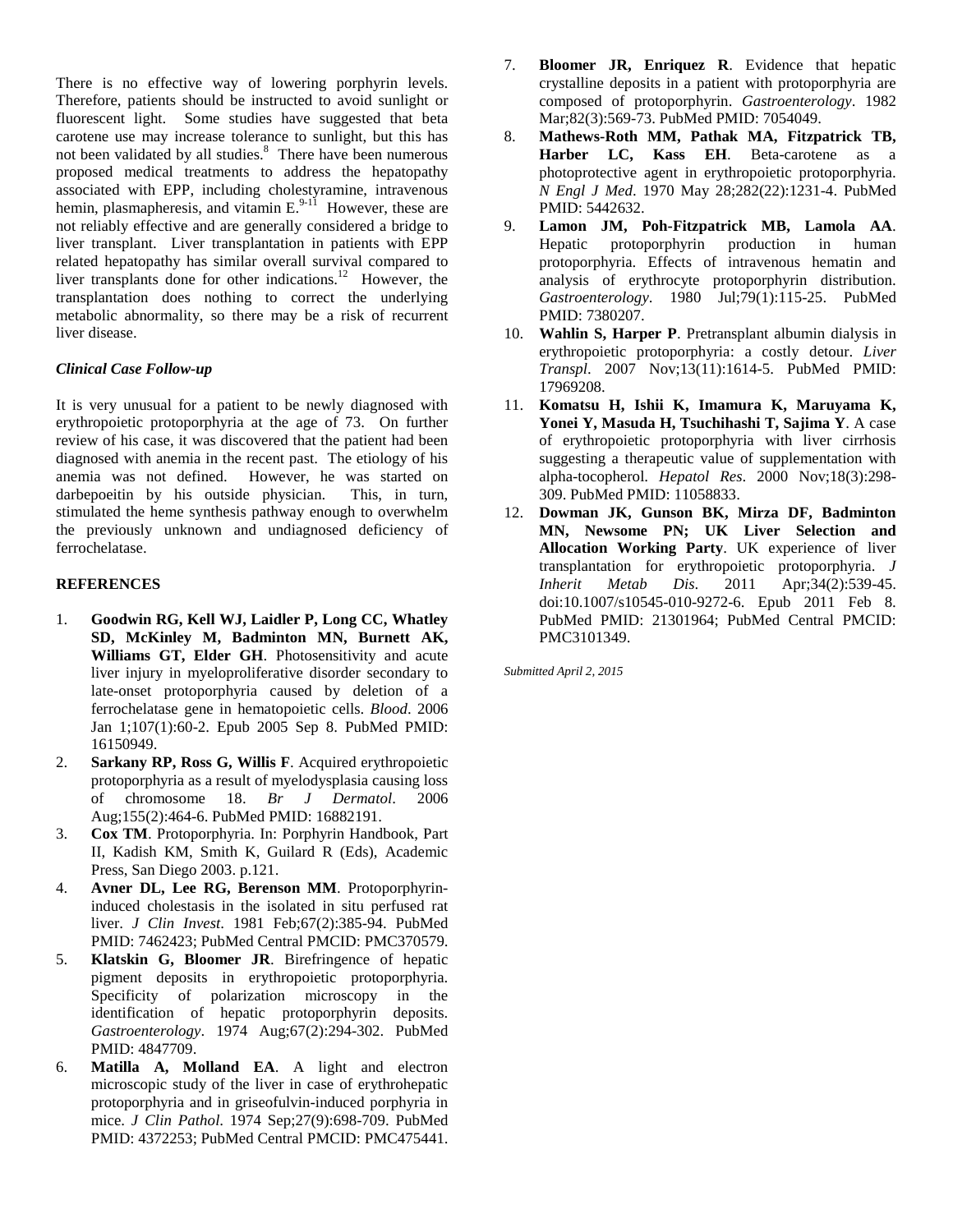There is no effective way of lowering porphyrin levels. Therefore, patients should be instructed to avoid sunlight or fluorescent light. Some studies have suggested that beta carotene use may increase tolerance to sunlight, but this has not been validated by all studies.[8] There have been numerous proposed medical treatments to address the hepatopathy associated with EPP, including cholestyramine, intravenous hemin, plasmapheresis, and vitamin E.[9-11] However, these are not reliably effective and are generally considered a bridge to liver transplant. Liver transplantation in patients with EPP related hepatopathy has similar overall survival compared to liver transplants done for other indications.[12] However, the transplantation does nothing to correct the underlying metabolic abnormality, so there may be a risk of recurrent liver disease.

***Clinical Case Follow-up***

It is very unusual for a patient to be newly diagnosed with erythropoietic protoporphyria at the age of 73. On further review of his case, it was discovered that the patient had been diagnosed with anemia in the recent past. The etiology of his anemia was not defined. However, he was started on darbepoeitin by his outside physician. This, in turn, stimulated the heme synthesis pathway enough to overwhelm the previously unknown and undiagnosed deficiency of ferrochelatase.

**REFERENCES**

1. **Goodwin RG, Kell WJ, Laidler P, Long CC, Whatley SD, McKinley M, Badminton MN, Burnett AK, Williams GT, Elder GH**. Photosensitivity and acute liver injury in myeloproliferative disorder secondary to late-onset protoporphyria caused by deletion of a ferrochelatase gene in hematopoietic cells. *Blood*. 2006 Jan 1;107(1):60-2. Epub 2005 Sep 8. PubMed PMID: 16150949.
2. **Sarkany RP, Ross G, Willis F**. Acquired erythropoietic protoporphyria as a result of myelodysplasia causing loss of chromosome 18. *Br J Dermatol*. 2006 Aug;155(2):464-6. PubMed PMID: 16882191.
3. **Cox TM**. Protoporphyria. In: Porphyrin Handbook, Part II, Kadish KM, Smith K, Guilard R (Eds), Academic Press, San Diego 2003. p.121.
4. **Avner DL, Lee RG, Berenson MM**. Protoporphyrin-induced cholestasis in the isolated in situ perfused rat liver. *J Clin Invest*. 1981 Feb;67(2):385-94. PubMed PMID: 7462423; PubMed Central PMCID: PMC370579.
5. **Klatskin G, Bloomer JR**. Birefringence of hepatic pigment deposits in erythropoietic protoporphyria. Specificity of polarization microscopy in the identification of hepatic protoporphyrin deposits. *Gastroenterology*. 1974 Aug;67(2):294-302. PubMed PMID: 4847709.
6. **Matilla A, Molland EA**. A light and electron microscopic study of the liver in case of erythrohepatic protoporphyria and in griseofulvin-induced porphyria in mice. *J Clin Pathol*. 1974 Sep;27(9):698-709. PubMed PMID: 4372253; PubMed Central PMCID: PMC475441.
7. **Bloomer JR, Enriquez R**. Evidence that hepatic crystalline deposits in a patient with protoporphyria are composed of protoporphyrin. *Gastroenterology*. 1982 Mar;82(3):569-73. PubMed PMID: 7054049.
8. **Mathews-Roth MM, Pathak MA, Fitzpatrick TB, Harber LC, Kass EH**. Beta-carotene as a photoprotective agent in erythropoietic protoporphyria. *N Engl J Med*. 1970 May 28;282(22):1231-4. PubMed PMID: 5442632.
9. **Lamon JM, Poh-Fitzpatrick MB, Lamola AA**. Hepatic protoporphyrin production in human protoporphyria. Effects of intravenous hematin and analysis of erythrocyte protoporphyrin distribution. *Gastroenterology*. 1980 Jul;79(1):115-25. PubMed PMID: 7380207.
10. **Wahlin S, Harper P**. Pretransplant albumin dialysis in erythropoietic protoporphyria: a costly detour. *Liver Transpl*. 2007 Nov;13(11):1614-5. PubMed PMID: 17969208.
11. **Komatsu H, Ishii K, Imamura K, Maruyama K, Yonei Y, Masuda H, Tsuchihashi T, Sajima Y**. A case of erythropoietic protoporphyria with liver cirrhosis suggesting a therapeutic value of supplementation with alpha-tocopherol. *Hepatol Res*. 2000 Nov;18(3):298-309. PubMed PMID: 11058833.
12. **Dowman JK, Gunson BK, Mirza DF, Badminton MN, Newsome PN; UK Liver Selection and Allocation Working Party**. UK experience of liver transplantation for erythropoietic protoporphyria. *J Inherit Metab Dis*. 2011 Apr;34(2):539-45. doi:10.1007/s10545-010-9272-6. Epub 2011 Feb 8. PubMed PMID: 21301964; PubMed Central PMCID: PMC3101349.

*Submitted April 2, 2015*